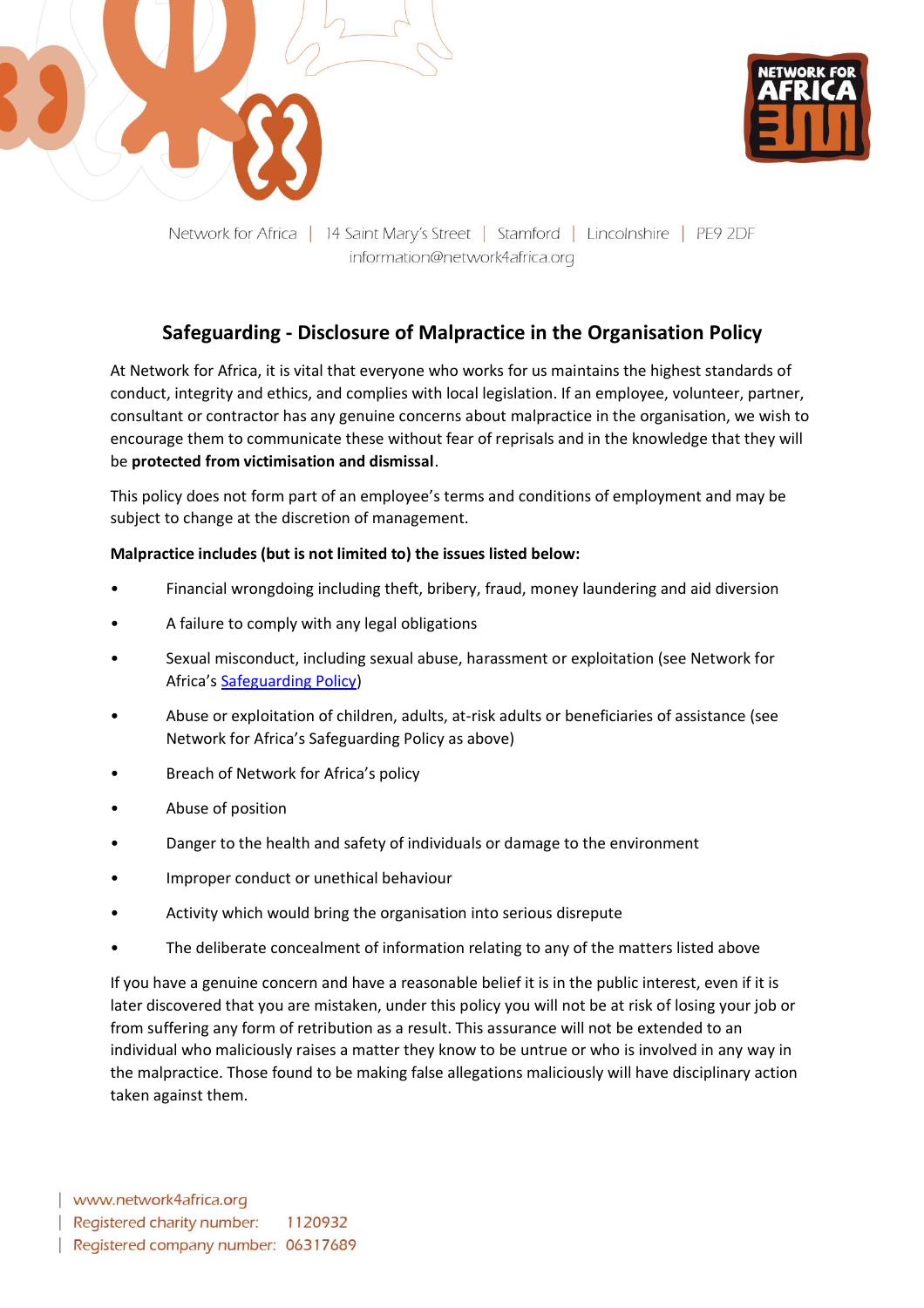Network for Africa | 14 Saint Mary's Street | Stamford | Lincolnshire | PE9 2DF
information@network4africa.org

# Safeguarding - Disclosure of Malpractice in the Organisation Policy

At Network for Africa, it is vital that everyone who works for us maintains the highest standards of conduct, integrity and ethics, and complies with local legislation. If an employee, volunteer, partner, consultant or contractor has any genuine concerns about malpractice in the organisation, we wish to encourage them to communicate these without fear of reprisals and in the knowledge that they will be **protected from victimisation and dismissal**.

This policy does not form part of an employee's terms and conditions of employment and may be subject to change at the discretion of management.

**Malpractice includes (but is not limited to) the issues listed below:**

- Financial wrongdoing including theft, bribery, fraud, money laundering and aid diversion
- A failure to comply with any legal obligations
- Sexual misconduct, including sexual abuse, harassment or exploitation (see Network for Africa's Safeguarding Policy)
- Abuse or exploitation of children, adults, at-risk adults or beneficiaries of assistance (see Network for Africa's Safeguarding Policy as above)
- Breach of Network for Africa's policy
- Abuse of position
- Danger to the health and safety of individuals or damage to the environment
- Improper conduct or unethical behaviour
- Activity which would bring the organisation into serious disrepute
- The deliberate concealment of information relating to any of the matters listed above

If you have a genuine concern and have a reasonable belief it is in the public interest, even if it is later discovered that you are mistaken, under this policy you will not be at risk of losing your job or from suffering any form of retribution as a result. This assurance will not be extended to an individual who maliciously raises a matter they know to be untrue or who is involved in any way in the malpractice. Those found to be making false allegations maliciously will have disciplinary action taken against them.

www.network4africa.org
Registered charity number: 1120932
Registered company number: 06317689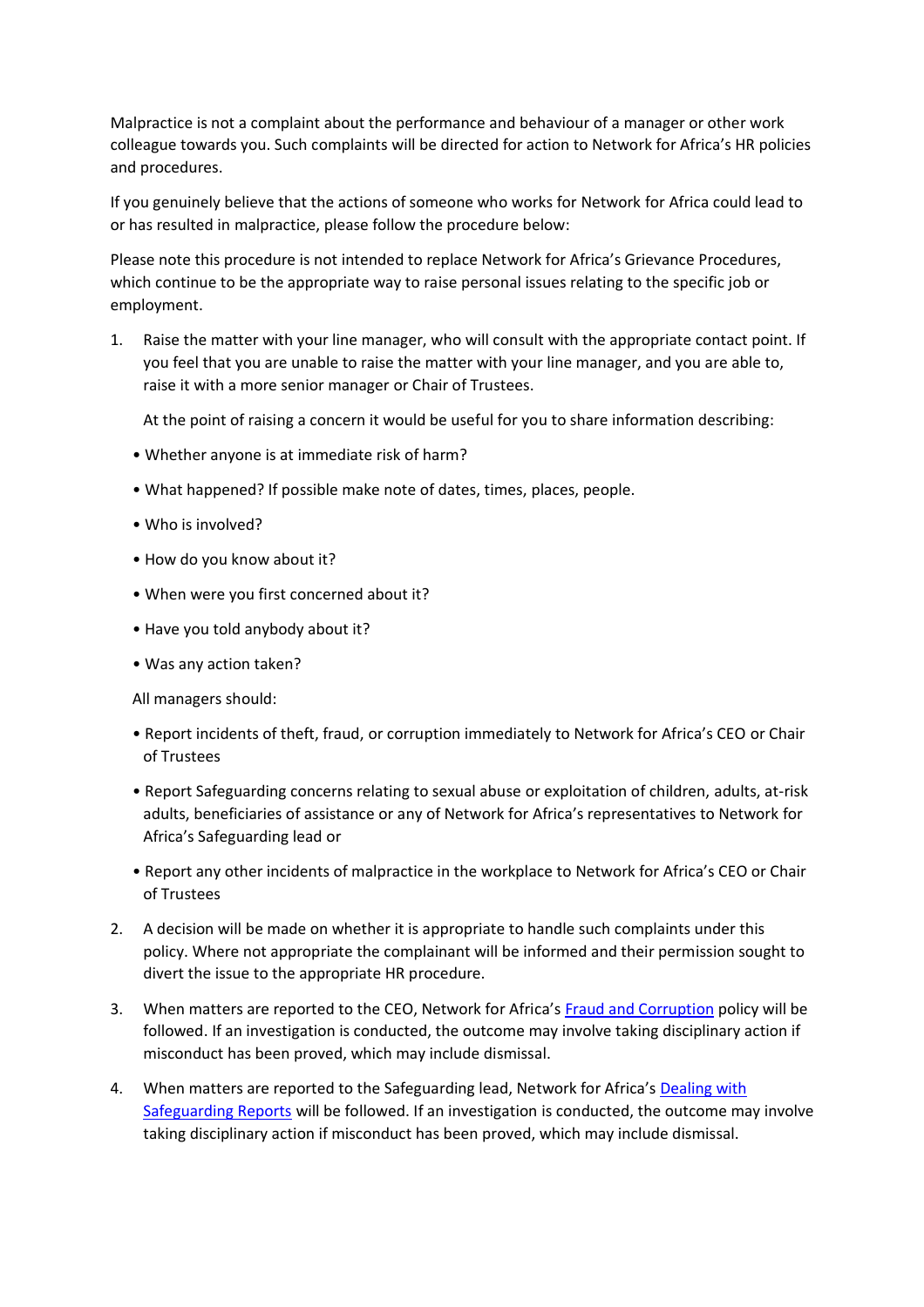Malpractice is not a complaint about the performance and behaviour of a manager or other work colleague towards you. Such complaints will be directed for action to Network for Africa's HR policies and procedures.

If you genuinely believe that the actions of someone who works for Network for Africa could lead to or has resulted in malpractice, please follow the procedure below:

Please note this procedure is not intended to replace Network for Africa's Grievance Procedures, which continue to be the appropriate way to raise personal issues relating to the specific job or employment.

1. Raise the matter with your line manager, who will consult with the appropriate contact point. If you feel that you are unable to raise the matter with your line manager, and you are able to, raise it with a more senior manager or Chair of Trustees.

   At the point of raising a concern it would be useful for you to share information describing:

   - Whether anyone is at immediate risk of harm?
   - What happened? If possible make note of dates, times, places, people.
   - Who is involved?
   - How do you know about it?
   - When were you first concerned about it?
   - Have you told anybody about it?
   - Was any action taken?

   All managers should:

   - Report incidents of theft, fraud, or corruption immediately to Network for Africa's CEO or Chair of Trustees
   - Report Safeguarding concerns relating to sexual abuse or exploitation of children, adults, at-risk adults, beneficiaries of assistance or any of Network for Africa's representatives to Network for Africa's Safeguarding lead or
   - Report any other incidents of malpractice in the workplace to Network for Africa's CEO or Chair of Trustees

2. A decision will be made on whether it is appropriate to handle such complaints under this policy. Where not appropriate the complainant will be informed and their permission sought to divert the issue to the appropriate HR procedure.

3. When matters are reported to the CEO, Network for Africa's Fraud and Corruption policy will be followed. If an investigation is conducted, the outcome may involve taking disciplinary action if misconduct has been proved, which may include dismissal.

4. When matters are reported to the Safeguarding lead, Network for Africa's Dealing with Safeguarding Reports will be followed. If an investigation is conducted, the outcome may involve taking disciplinary action if misconduct has been proved, which may include dismissal.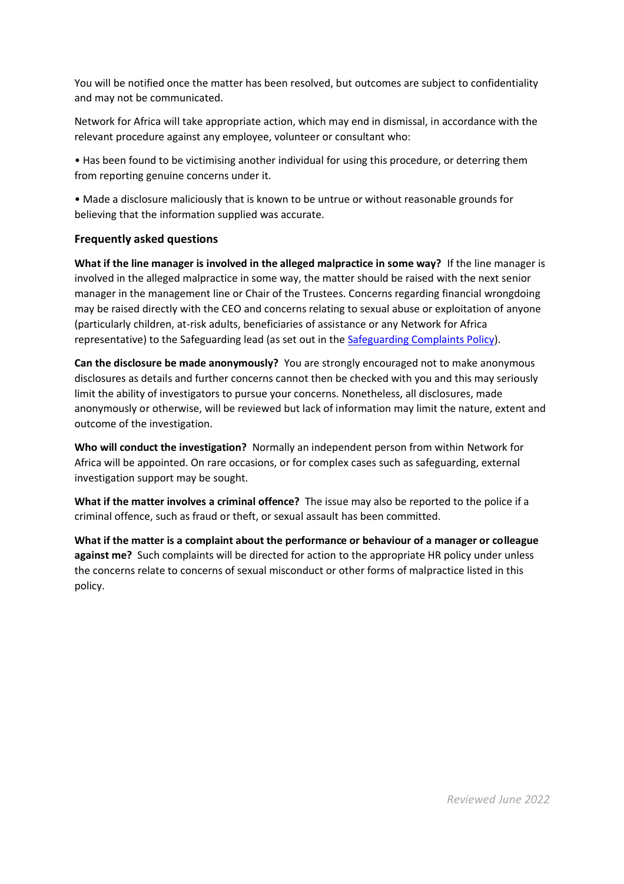You will be notified once the matter has been resolved, but outcomes are subject to confidentiality and may not be communicated.

Network for Africa will take appropriate action, which may end in dismissal, in accordance with the relevant procedure against any employee, volunteer or consultant who:

• Has been found to be victimising another individual for using this procedure, or deterring them from reporting genuine concerns under it.

• Made a disclosure maliciously that is known to be untrue or without reasonable grounds for believing that the information supplied was accurate.

### Frequently asked questions

**What if the line manager is involved in the alleged malpractice in some way?** If the line manager is involved in the alleged malpractice in some way, the matter should be raised with the next senior manager in the management line or Chair of the Trustees. Concerns regarding financial wrongdoing may be raised directly with the CEO and concerns relating to sexual abuse or exploitation of anyone (particularly children, at-risk adults, beneficiaries of assistance or any Network for Africa representative) to the Safeguarding lead (as set out in the Safeguarding Complaints Policy).

**Can the disclosure be made anonymously?** You are strongly encouraged not to make anonymous disclosures as details and further concerns cannot then be checked with you and this may seriously limit the ability of investigators to pursue your concerns. Nonetheless, all disclosures, made anonymously or otherwise, will be reviewed but lack of information may limit the nature, extent and outcome of the investigation.

**Who will conduct the investigation?** Normally an independent person from within Network for Africa will be appointed. On rare occasions, or for complex cases such as safeguarding, external investigation support may be sought.

**What if the matter involves a criminal offence?** The issue may also be reported to the police if a criminal offence, such as fraud or theft, or sexual assault has been committed.

**What if the matter is a complaint about the performance or behaviour of a manager or colleague against me?** Such complaints will be directed for action to the appropriate HR policy under unless the concerns relate to concerns of sexual misconduct or other forms of malpractice listed in this policy.

*Reviewed June 2022*